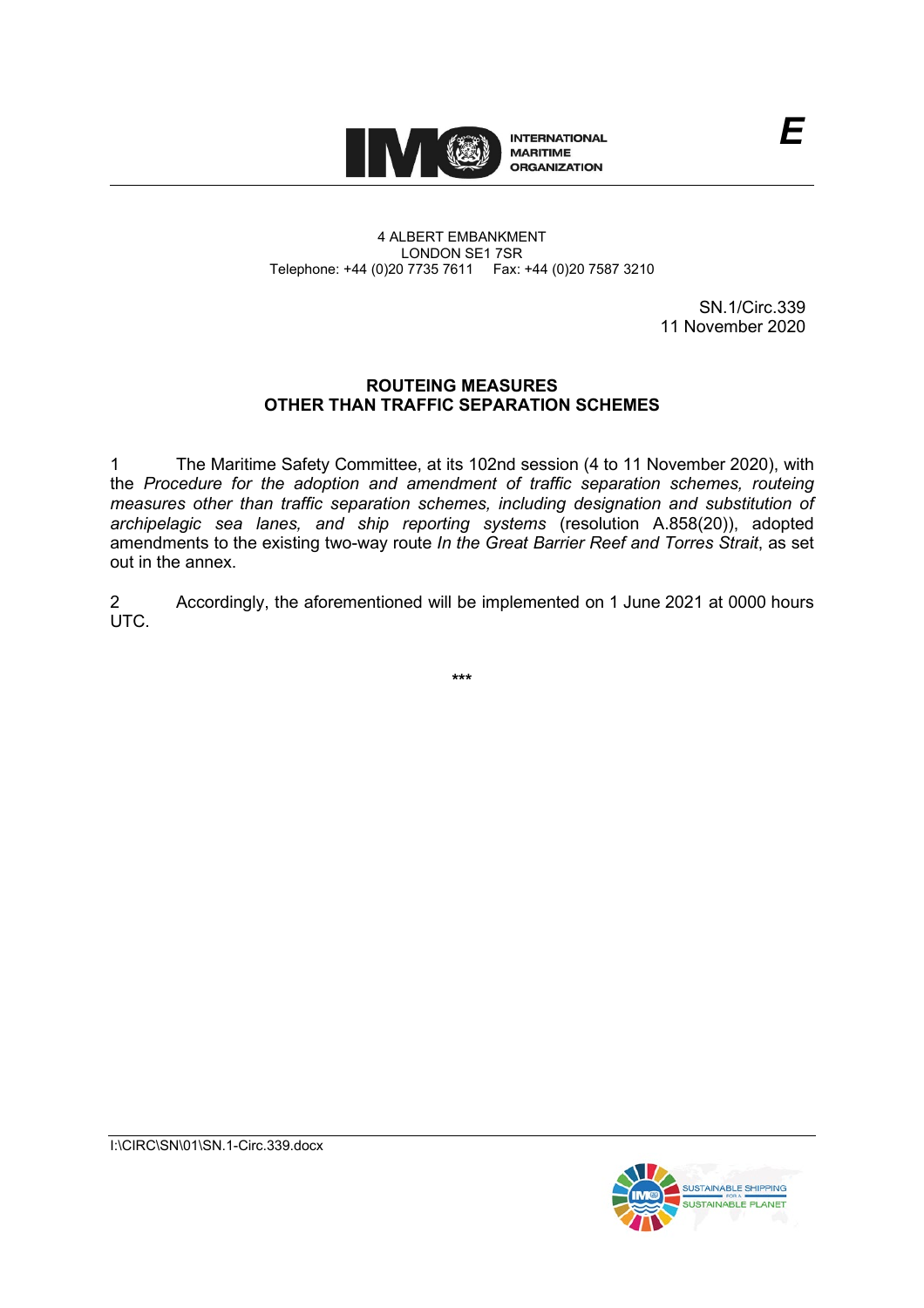INTERNATIONAL MARITIME ORGANIZATION

E

4 ALBERT EMBANKMENT
LONDON SE1 7SR
Telephone: +44 (0)20 7735 7611 Fax: +44 (0)20 7587 3210

SN.1/Circ.339
11 November 2020

## ROUTEING MEASURES OTHER THAN TRAFFIC SEPARATION SCHEMES

1 The Maritime Safety Committee, at its 102nd session (4 to 11 November 2020), with the *Procedure for the adoption and amendment of traffic separation schemes, routeing measures other than traffic separation schemes, including designation and substitution of archipelagic sea lanes, and ship reporting systems* (resolution A.858(20)), adopted amendments to the existing two-way route *In the Great Barrier Reef and Torres Strait*, as set out in the annex.

2 Accordingly, the aforementioned will be implemented on 1 June 2021 at 0000 hours UTC.

\*\*\*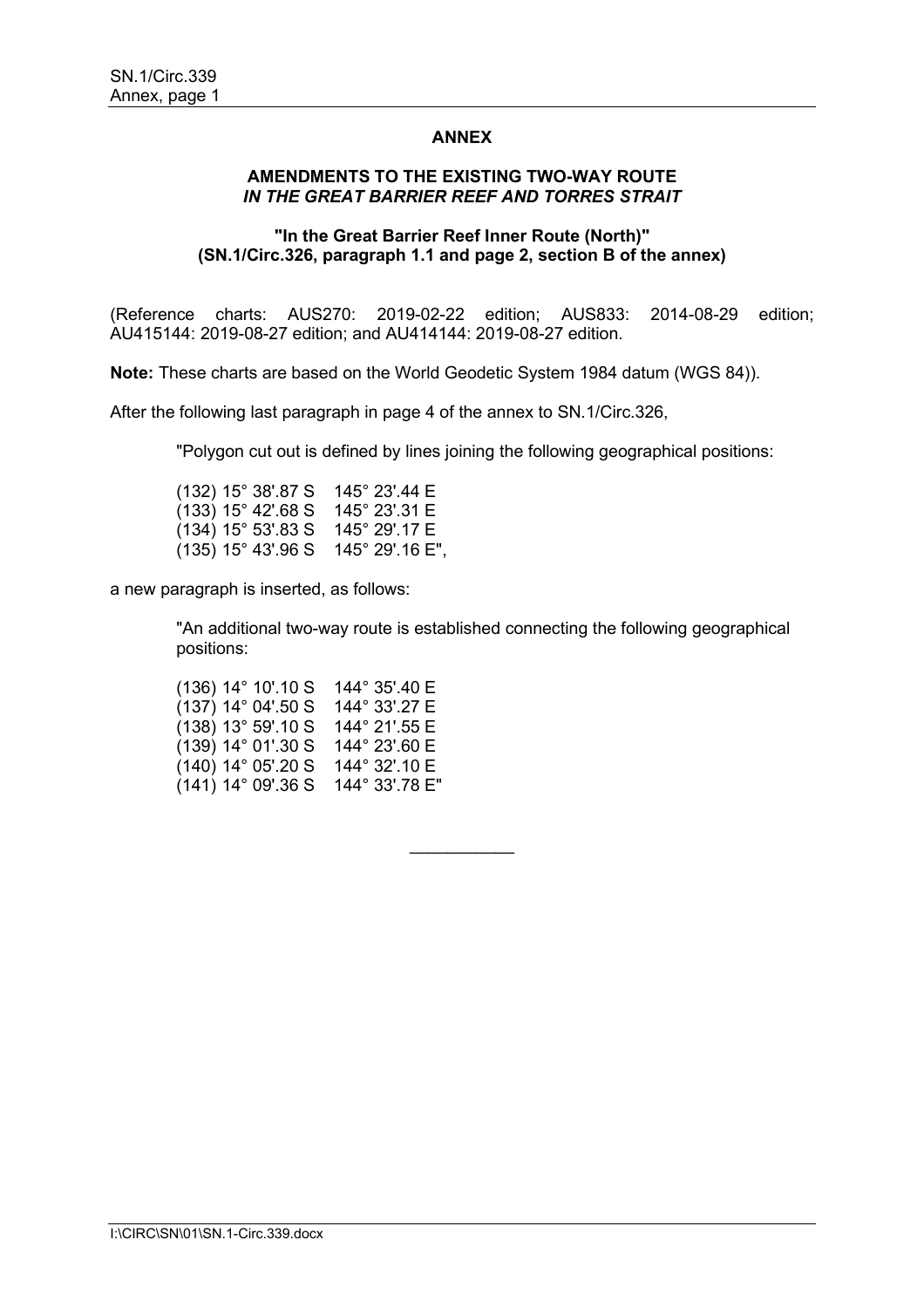## ANNEX

### AMENDMENTS TO THE EXISTING TWO-WAY ROUTE *IN THE GREAT BARRIER REEF AND TORRES STRAIT*

**"In the Great Barrier Reef Inner Route (North)"**
**(SN.1/Circ.326, paragraph 1.1 and page 2, section B of the annex)**

(Reference charts: AUS270: 2019-02-22 edition; AUS833: 2014-08-29 edition; AU415144: 2019-08-27 edition; and AU414144: 2019-08-27 edition.

**Note:** These charts are based on the World Geodetic System 1984 datum (WGS 84)).

After the following last paragraph in page 4 of the annex to SN.1/Circ.326,

> "Polygon cut out is defined by lines joining the following geographical positions:
>
> (132) 15° 38'.87 S  145° 23'.44 E
> (133) 15° 42'.68 S  145° 23'.31 E
> (134) 15° 53'.83 S  145° 29'.17 E
> (135) 15° 43'.96 S  145° 29'.16 E",

a new paragraph is inserted, as follows:

> "An additional two-way route is established connecting the following geographical positions:
>
> (136) 14° 10'.10 S  144° 35'.40 E
> (137) 14° 04'.50 S  144° 33'.27 E
> (138) 13° 59'.10 S  144° 21'.55 E
> (139) 14° 01'.30 S  144° 23'.60 E
> (140) 14° 05'.20 S  144° 32'.10 E
> (141) 14° 09'.36 S  144° 33'.78 E"

___________